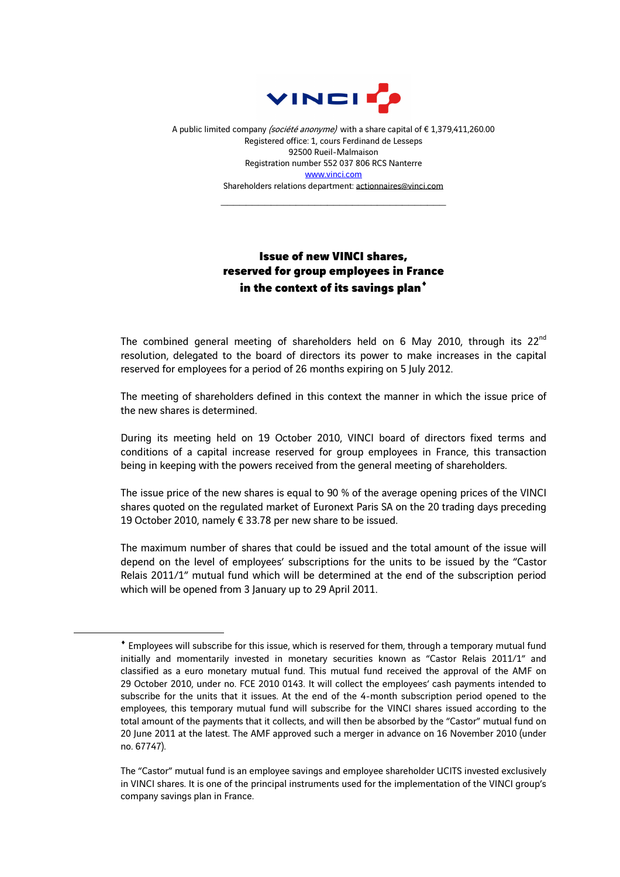VINCI

A public limited company *(société anonyme)* with a share capital of € 1,379,411,260.00
Registered office: 1, cours Ferdinand de Lesseps
92500 Rueil-Malmaison
Registration number 552 037 806 RCS Nanterre
www.vinci.com
Shareholders relations department: actionnaires@vinci.com

---

## Issue of new VINCI shares, reserved for group employees in France in the context of its savings plan♦

The combined general meeting of shareholders held on 6 May 2010, through its 22nd resolution, delegated to the board of directors its power to make increases in the capital reserved for employees for a period of 26 months expiring on 5 July 2012.

The meeting of shareholders defined in this context the manner in which the issue price of the new shares is determined.

During its meeting held on 19 October 2010, VINCI board of directors fixed terms and conditions of a capital increase reserved for group employees in France, this transaction being in keeping with the powers received from the general meeting of shareholders.

The issue price of the new shares is equal to 90 % of the average opening prices of the VINCI shares quoted on the regulated market of Euronext Paris SA on the 20 trading days preceding 19 October 2010, namely € 33.78 per new share to be issued.

The maximum number of shares that could be issued and the total amount of the issue will depend on the level of employees' subscriptions for the units to be issued by the "Castor Relais 2011/1" mutual fund which will be determined at the end of the subscription period which will be opened from 3 January up to 29 April 2011.

---

♦ Employees will subscribe for this issue, which is reserved for them, through a temporary mutual fund initially and momentarily invested in monetary securities known as "Castor Relais 2011/1" and classified as a euro monetary mutual fund. This mutual fund received the approval of the AMF on 29 October 2010, under no. FCE 2010 0143. It will collect the employees' cash payments intended to subscribe for the units that it issues. At the end of the 4-month subscription period opened to the employees, this temporary mutual fund will subscribe for the VINCI shares issued according to the total amount of the payments that it collects, and will then be absorbed by the "Castor" mutual fund on 20 June 2011 at the latest. The AMF approved such a merger in advance on 16 November 2010 (under no. 67747).

The "Castor" mutual fund is an employee savings and employee shareholder UCITS invested exclusively in VINCI shares. It is one of the principal instruments used for the implementation of the VINCI group's company savings plan in France.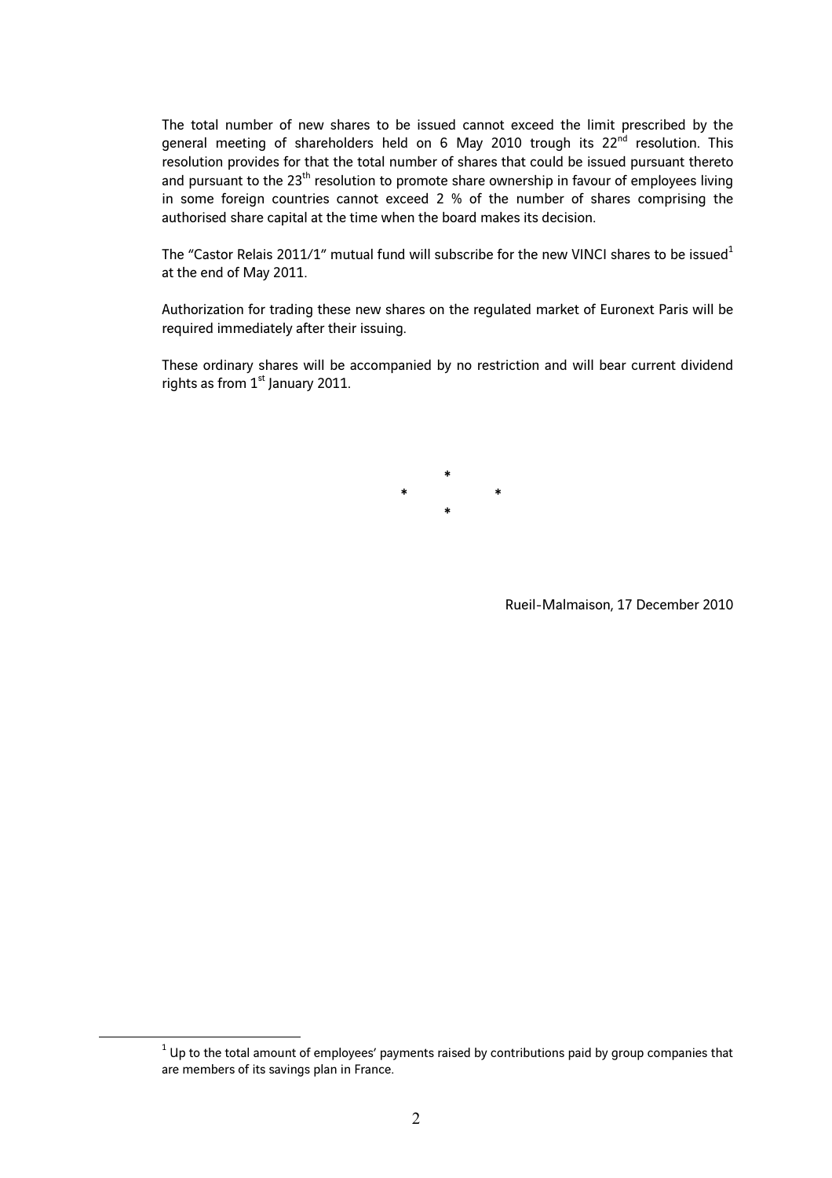The total number of new shares to be issued cannot exceed the limit prescribed by the general meeting of shareholders held on 6 May 2010 trough its 22nd resolution. This resolution provides for that the total number of shares that could be issued pursuant thereto and pursuant to the 23th resolution to promote share ownership in favour of employees living in some foreign countries cannot exceed 2 % of the number of shares comprising the authorised share capital at the time when the board makes its decision.

The "Castor Relais 2011/1" mutual fund will subscribe for the new VINCI shares to be issued[1] at the end of May 2011.

Authorization for trading these new shares on the regulated market of Euronext Paris will be required immediately after their issuing.

These ordinary shares will be accompanied by no restriction and will bear current dividend rights as from 1st January 2011.

\*

\* \*

\*

Rueil-Malmaison, 17 December 2010

[1] Up to the total amount of employees' payments raised by contributions paid by group companies that are members of its savings plan in France.